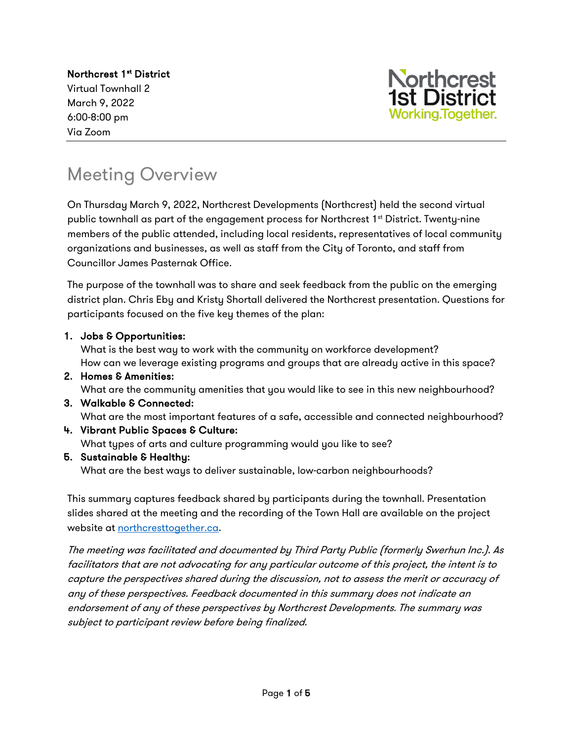**Northcrest 1st District**
Virtual Townhall 2
March 9, 2022
6:00-8:00 pm
Via Zoom

Northcrest 1st District Working.Together.

# Meeting Overview

On Thursday March 9, 2022, Northcrest Developments (Northcrest) held the second virtual public townhall as part of the engagement process for Northcrest 1st District. Twenty-nine members of the public attended, including local residents, representatives of local community organizations and businesses, as well as staff from the City of Toronto, and staff from Councillor James Pasternak Office.

The purpose of the townhall was to share and seek feedback from the public on the emerging district plan. Chris Eby and Kristy Shortall delivered the Northcrest presentation. Questions for participants focused on the five key themes of the plan:

1. **Jobs & Opportunities**:
   What is the best way to work with the community on workforce development?
   How can we leverage existing programs and groups that are already active in this space?
2. **Homes & Amenities:**
   What are the community amenities that you would like to see in this new neighbourhood?
3. **Walkable & Connected:**
   What are the most important features of a safe, accessible and connected neighbourhood?
4. **Vibrant Public Spaces & Culture:**
   What types of arts and culture programming would you like to see?
5. **Sustainable & Healthy:**
   What are the best ways to deliver sustainable, low-carbon neighbourhoods?

This summary captures feedback shared by participants during the townhall. Presentation slides shared at the meeting and the recording of the Town Hall are available on the project website at northcresttogether.ca.

*The meeting was facilitated and documented by Third Party Public (formerly Swerhun Inc.). As facilitators that are not advocating for any particular outcome of this project, the intent is to capture the perspectives shared during the discussion, not to assess the merit or accuracy of any of these perspectives. Feedback documented in this summary does not indicate an endorsement of any of these perspectives by Northcrest Developments. The summary was subject to participant review before being finalized.*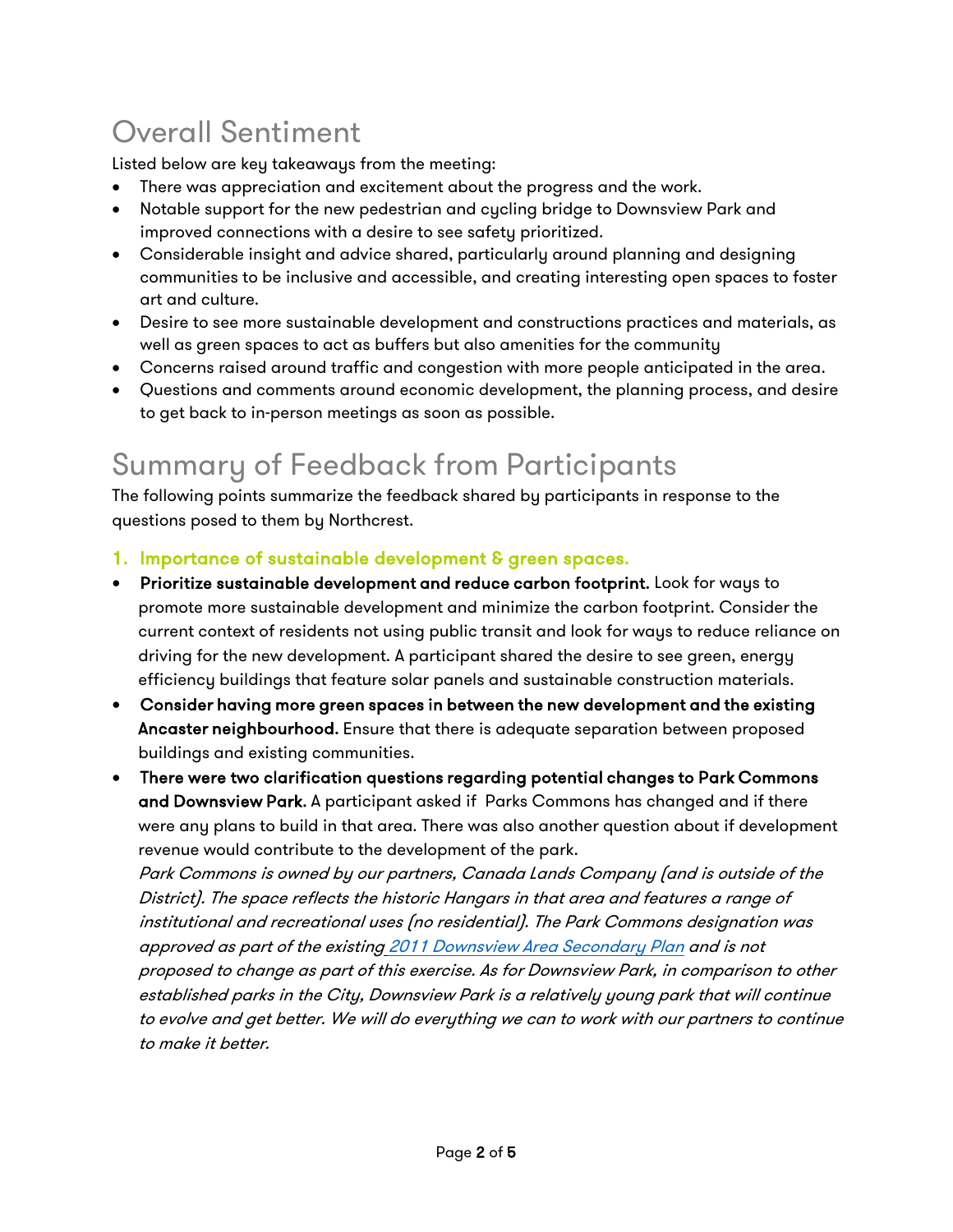## Overall Sentiment

Listed below are key takeaways from the meeting:

- There was appreciation and excitement about the progress and the work.
- Notable support for the new pedestrian and cycling bridge to Downsview Park and improved connections with a desire to see safety prioritized.
- Considerable insight and advice shared, particularly around planning and designing communities to be inclusive and accessible, and creating interesting open spaces to foster art and culture.
- Desire to see more sustainable development and constructions practices and materials, as well as green spaces to act as buffers but also amenities for the community
- Concerns raised around traffic and congestion with more people anticipated in the area.
- Questions and comments around economic development, the planning process, and desire to get back to in-person meetings as soon as possible.

## Summary of Feedback from Participants

The following points summarize the feedback shared by participants in response to the questions posed to them by Northcrest.

### 1. Importance of sustainable development & green spaces.

- **Prioritize sustainable development and reduce carbon footprint.** Look for ways to promote more sustainable development and minimize the carbon footprint. Consider the current context of residents not using public transit and look for ways to reduce reliance on driving for the new development. A participant shared the desire to see green, energy efficiency buildings that feature solar panels and sustainable construction materials.
- **Consider having more green spaces in between the new development and the existing Ancaster neighbourhood.** Ensure that there is adequate separation between proposed buildings and existing communities.
- **There were two clarification questions regarding potential changes to Park Commons and Downsview Park.** A participant asked if Parks Commons has changed and if there were any plans to build in that area. There was also another question about if development revenue would contribute to the development of the park.
  *Park Commons is owned by our partners, Canada Lands Company (and is outside of the District). The space reflects the historic Hangars in that area and features a range of institutional and recreational uses (no residential). The Park Commons designation was approved as part of the existing 2011 Downsview Area Secondary Plan and is not proposed to change as part of this exercise. As for Downsview Park, in comparison to other established parks in the City, Downsview Park is a relatively young park that will continue to evolve and get better. We will do everything we can to work with our partners to continue to make it better.*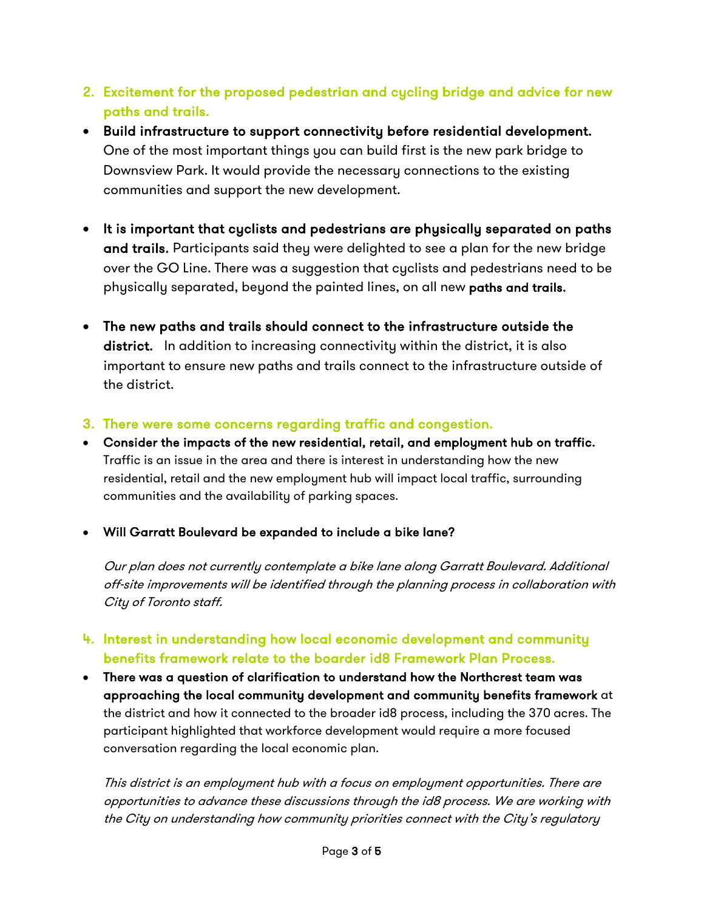2. **Excitement for the proposed pedestrian and cycling bridge and advice for new paths and trails.**

- **Build infrastructure to support connectivity before residential development.** One of the most important things you can build first is the new park bridge to Downsview Park. It would provide the necessary connections to the existing communities and support the new development.

- **It is important that cyclists and pedestrians are physically separated on paths and trails**. Participants said they were delighted to see a plan for the new bridge over the GO Line. There was a suggestion that cyclists and pedestrians need to be physically separated, beyond the painted lines, on all new **paths and trails.**

- **The new paths and trails should connect to the infrastructure outside the district.** In addition to increasing connectivity within the district, it is also important to ensure new paths and trails connect to the infrastructure outside of the district.

3. **There were some concerns regarding traffic and congestion.**

- **Consider the impacts of the new residential, retail, and employment hub on traffic.** Traffic is an issue in the area and there is interest in understanding how the new residential, retail and the new employment hub will impact local traffic, surrounding communities and the availability of parking spaces.

- **Will Garratt Boulevard be expanded to include a bike lane?**

  *Our plan does not currently contemplate a bike lane along Garratt Boulevard. Additional off-site improvements will be identified through the planning process in collaboration with City of Toronto staff.*

4. **Interest in understanding how local economic development and community benefits framework relate to the boarder id8 Framework Plan Process.**

- **There was a question of clarification to understand how the Northcrest team was approaching the local community development and community benefits framework** at the district and how it connected to the broader id8 process, including the 370 acres. The participant highlighted that workforce development would require a more focused conversation regarding the local economic plan.

  *This district is an employment hub with a focus on employment opportunities. There are opportunities to advance these discussions through the id8 process. We are working with the City on understanding how community priorities connect with the City's regulatory*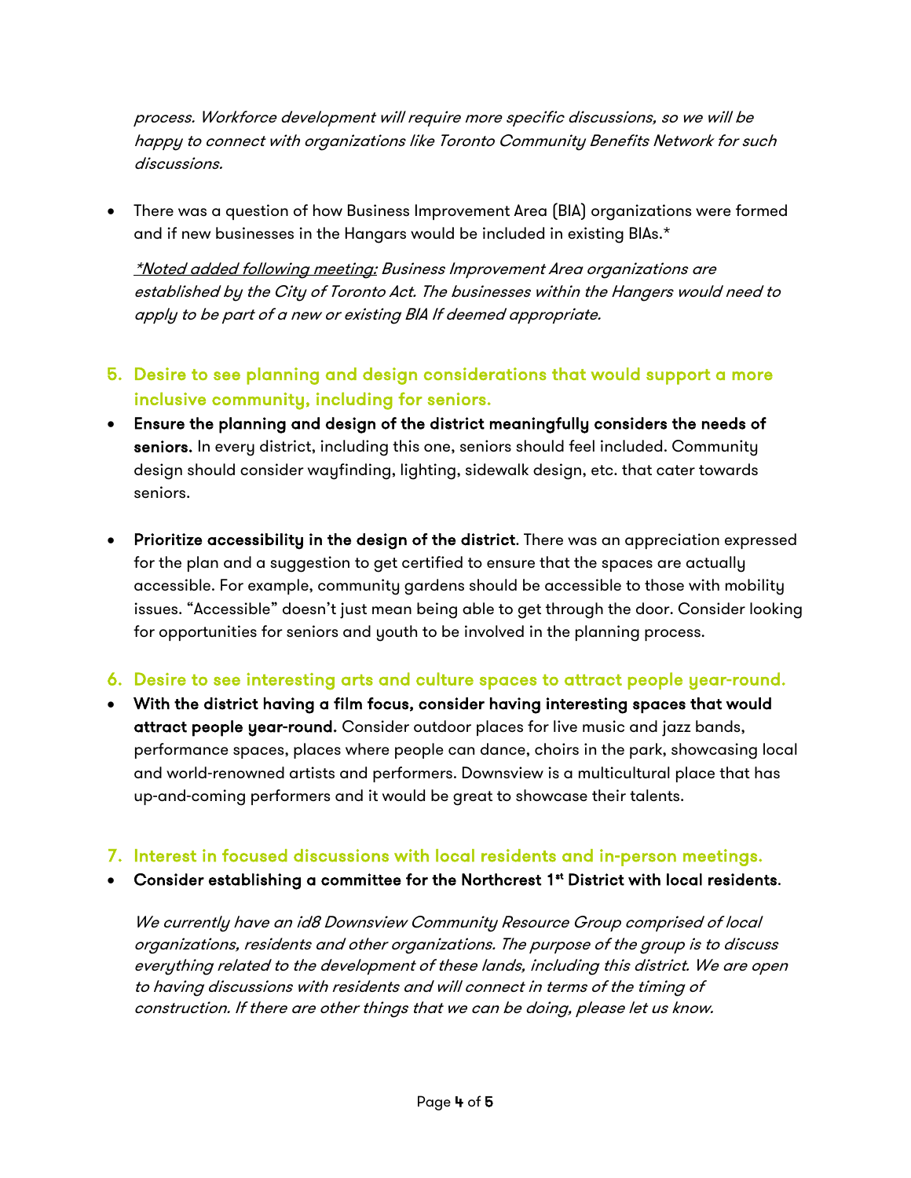*process. Workforce development will require more specific discussions, so we will be happy to connect with organizations like Toronto Community Benefits Network for such discussions.*

- There was a question of how Business Improvement Area (BIA) organizations were formed and if new businesses in the Hangars would be included in existing BIAs.*

  *<u>*Noted added following meeting:</u> Business Improvement Area organizations are established by the City of Toronto Act. The businesses within the Hangers would need to apply to be part of a new or existing BIA If deemed appropriate.*

### 5. Desire to see planning and design considerations that would support a more inclusive community, including for seniors.

- **Ensure the planning and design of the district meaningfully considers the needs of seniors.** In every district, including this one, seniors should feel included. Community design should consider wayfinding, lighting, sidewalk design, etc. that cater towards seniors.

- **Prioritize accessibility in the design of the district**. There was an appreciation expressed for the plan and a suggestion to get certified to ensure that the spaces are actually accessible. For example, community gardens should be accessible to those with mobility issues. "Accessible" doesn't just mean being able to get through the door. Consider looking for opportunities for seniors and youth to be involved in the planning process.

### 6. Desire to see interesting arts and culture spaces to attract people year-round.

- **With the district having a film focus, consider having interesting spaces that would attract people year-round.** Consider outdoor places for live music and jazz bands, performance spaces, places where people can dance, choirs in the park, showcasing local and world-renowned artists and performers. Downsview is a multicultural place that has up-and-coming performers and it would be great to showcase their talents.

### 7. Interest in focused discussions with local residents and in-person meetings.

- **Consider establishing a committee for the Northcrest 1st District with local residents**.

  *We currently have an id8 Downsview Community Resource Group comprised of local organizations, residents and other organizations. The purpose of the group is to discuss everything related to the development of these lands, including this district. We are open to having discussions with residents and will connect in terms of the timing of construction. If there are other things that we can be doing, please let us know.*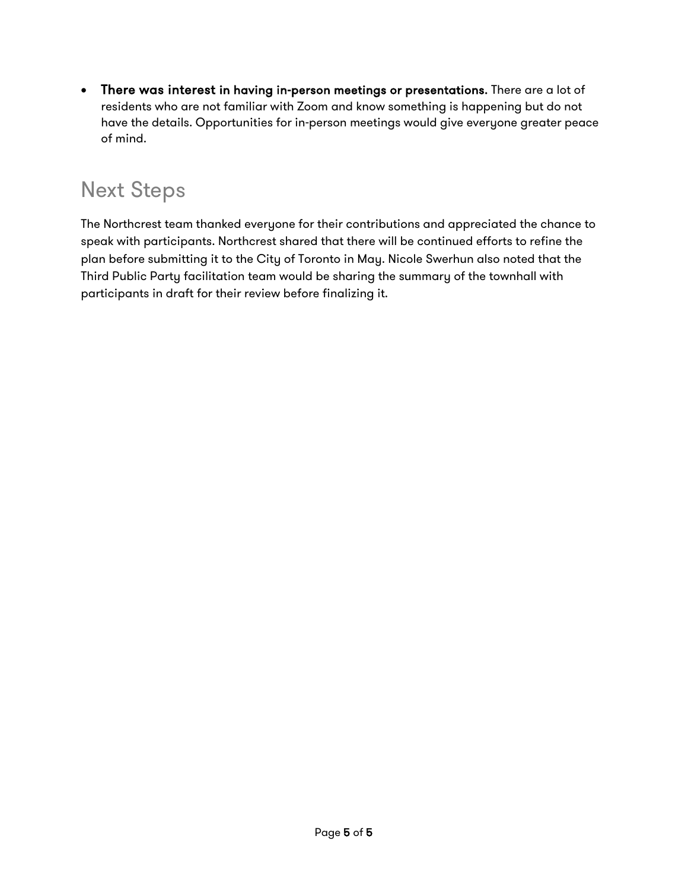- **There was interest in having in-person meetings or presentations.** There are a lot of residents who are not familiar with Zoom and know something is happening but do not have the details. Opportunities for in-person meetings would give everyone greater peace of mind.

## Next Steps

The Northcrest team thanked everyone for their contributions and appreciated the chance to speak with participants. Northcrest shared that there will be continued efforts to refine the plan before submitting it to the City of Toronto in May. Nicole Swerhun also noted that the Third Public Party facilitation team would be sharing the summary of the townhall with participants in draft for their review before finalizing it.